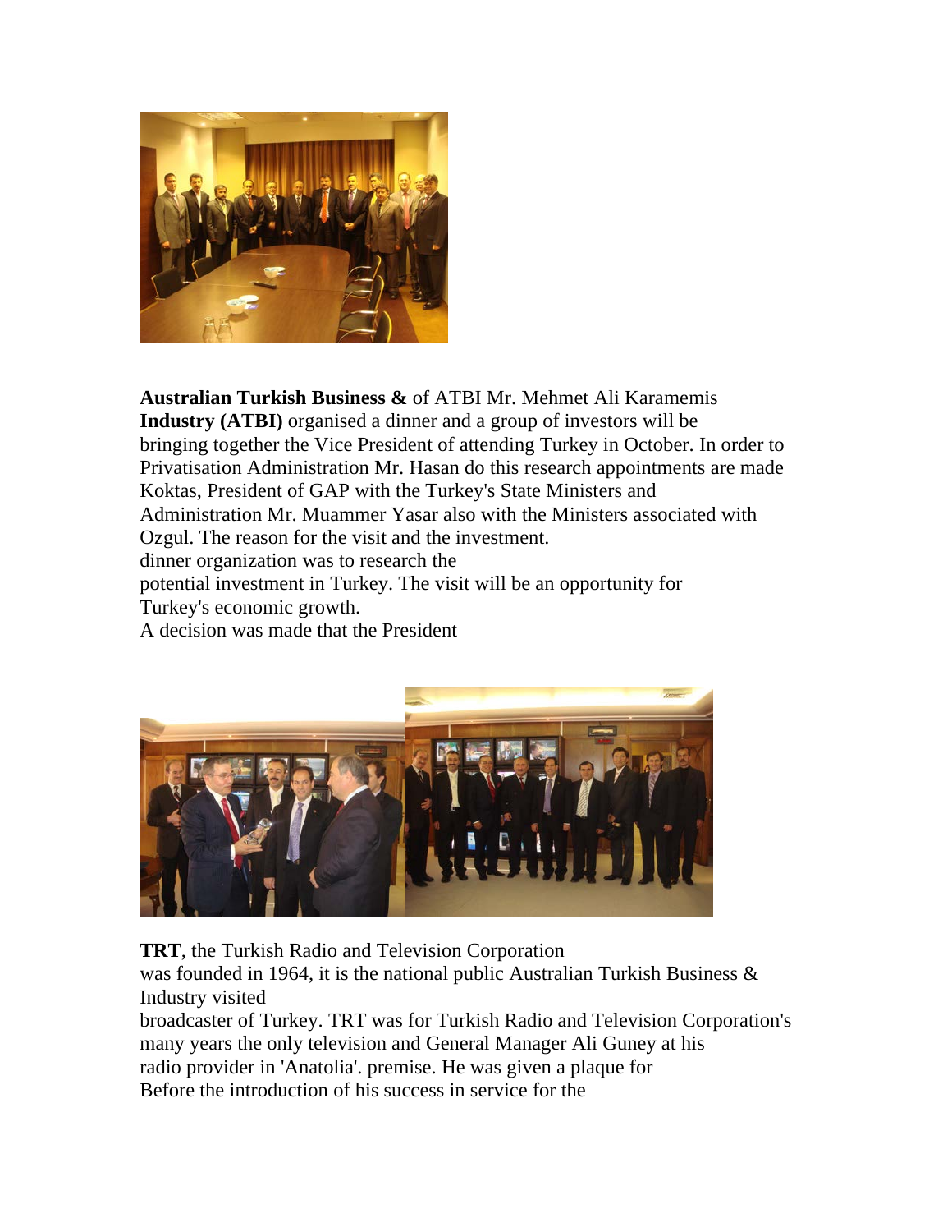**Australian Turkish Business &** of ATBI Mr. Mehmet Ali Karamemis
**Industry (ATBI)** organised a dinner and a group of investors will be
bringing together the Vice President of attending Turkey in October. In order to
Privatisation Administration Mr. Hasan do this research appointments are made
Koktas, President of GAP with the Turkey's State Ministers and
Administration Mr. Muammer Yasar also with the Ministers associated with
Ozgul. The reason for the visit and the investment.
dinner organization was to research the
potential investment in Turkey. The visit will be an opportunity for
Turkey's economic growth.
A decision was made that the President

**TRT**, the Turkish Radio and Television Corporation
was founded in 1964, it is the national public Australian Turkish Business &
Industry visited
broadcaster of Turkey. TRT was for Turkish Radio and Television Corporation's
many years the only television and General Manager Ali Guney at his
radio provider in 'Anatolia'. premise. He was given a plaque for
Before the introduction of his success in service for the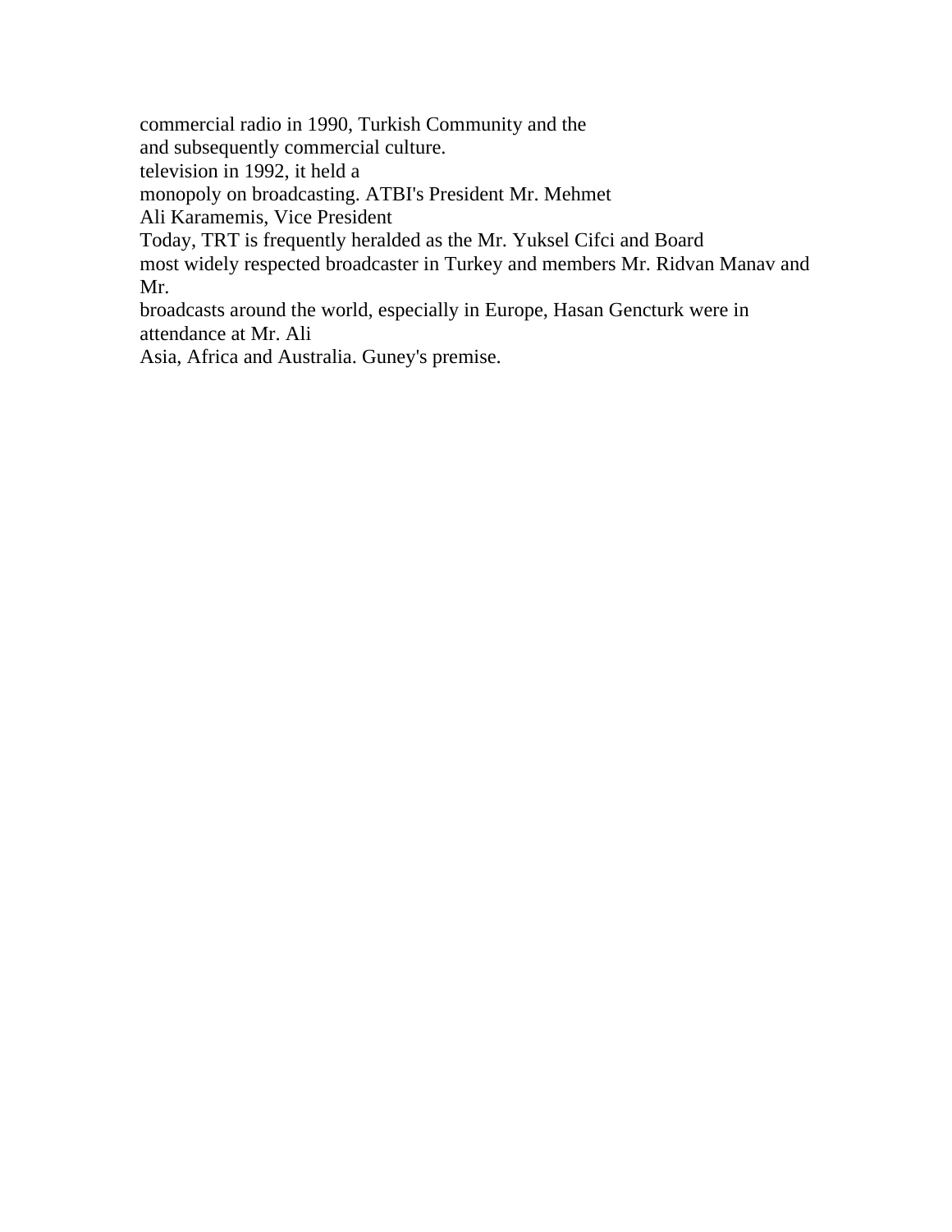commercial radio in 1990, Turkish Community and the
and subsequently commercial culture.
television in 1992, it held a
monopoly on broadcasting. ATBI's President Mr. Mehmet
Ali Karamemis, Vice President
Today, TRT is frequently heralded as the Mr. Yuksel Cifci and Board
most widely respected broadcaster in Turkey and members Mr. Ridvan Manav and Mr.
broadcasts around the world, especially in Europe, Hasan Gencturk were in attendance at Mr. Ali
Asia, Africa and Australia. Guney's premise.